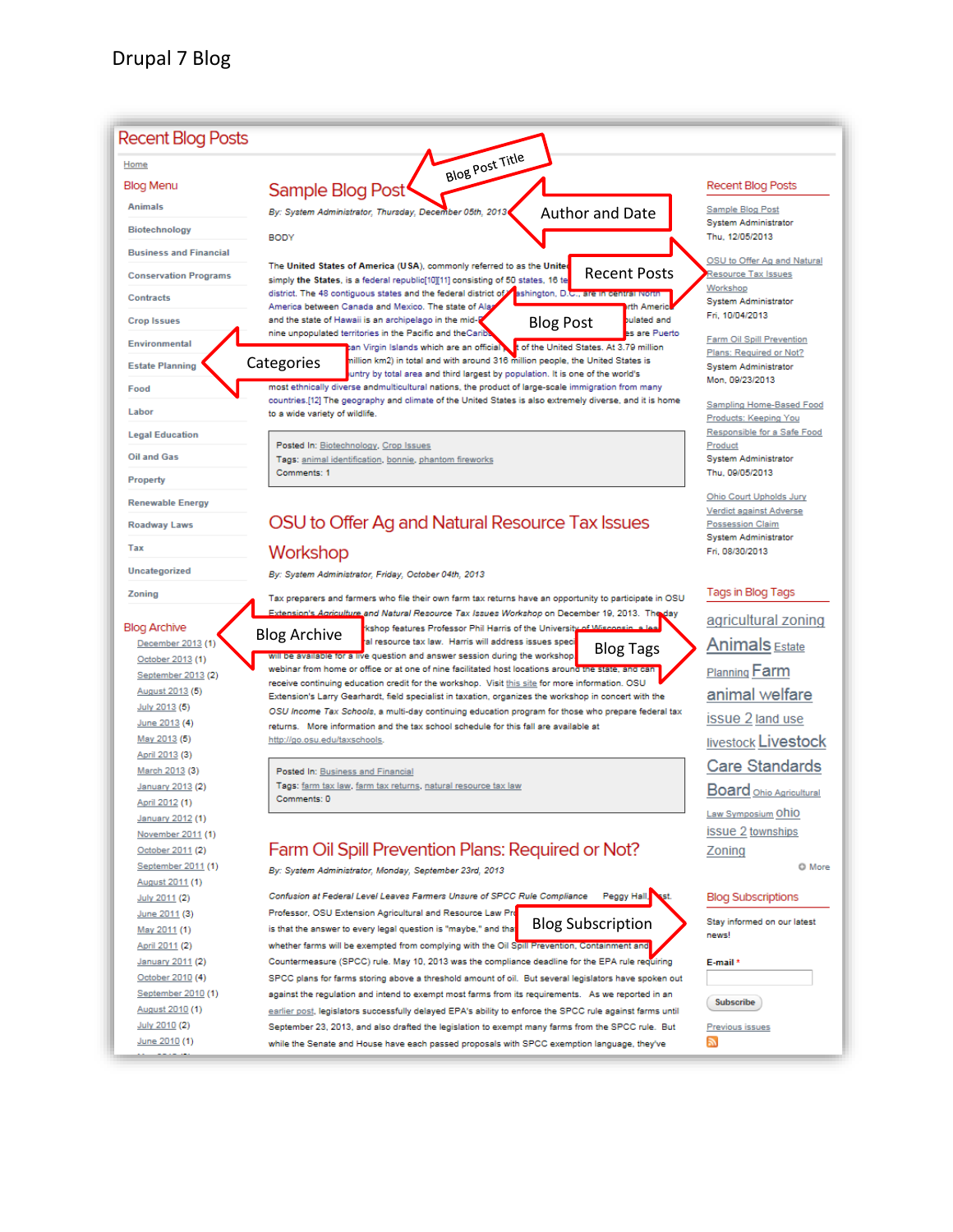Drupal 7 Blog

Recent Blog Posts

Home

Blog Menu

- Animals
- Biotechnology
- Business and Financial
- Conservation Programs
- Contracts
- Crop Issues
- Environmental
- Estate Planning
- Food
- Labor
- Legal Education
- Oil and Gas
- Property
- Renewable Energy
- Roadway Laws
- Tax
- Uncategorized
- Zoning

Blog Archive

- December 2013 (1)
- October 2013 (1)
- September 2013 (2)
- August 2013 (5)
- July 2013 (5)
- June 2013 (4)
- May 2013 (5)
- April 2013 (3)
- March 2013 (3)
- January 2013 (2)
- April 2012 (1)
- January 2012 (1)
- November 2011 (1)
- October 2011 (2)
- September 2011 (1)
- August 2011 (1)
- July 2011 (2)
- June 2011 (3)
- May 2011 (1)
- April 2011 (2)
- January 2011 (2)
- October 2010 (4)
- September 2010 (1)
- August 2010 (1)
- July 2010 (2)
- June 2010 (1)

Sample Blog Post

By: System Administrator, Thursday, December 05th, 2013

BODY

The United States of America (USA), commonly referred to as the United States ... simply the States, is a federal republic[10][11] consisting of 50 states, 16 te... district. The 48 contiguous states and the federal district of Washington, D.C., are in central North America between Canada and Mexico. The state of Alaska ... th America and the state of Hawaii is an archipelago in the mid-... pulated and nine unpopulated territories in the Pacific and the Carib... es are Puerto ... an Virgin Islands which are an official ... of the United States. At 3.79 million ... million km2) in total and with around 316 million people, the United States is ... untry by total area and third largest by population. It is one of the world's most ethnically diverse and multicultural nations, the product of large-scale immigration from many countries.[12] The geography and climate of the United States is also extremely diverse, and it is home to a wide variety of wildlife.

Posted In: Biotechnology, Crop Issues
Tags: animal identification, bonnie, phantom fireworks
Comments: 1

OSU to Offer Ag and Natural Resource Tax Issues Workshop

By: System Administrator, Friday, October 04th, 2013

Tax preparers and farmers who file their own farm tax returns have an opportunity to participate in OSU Extension's *Agriculture and Natural Resource Tax Issues Workshop* on December 19, 2013. The day ... kshop features Professor Phil Harris of the University of Wisconsin, a lea... al resource tax law. Harris will address issues spec... will be available for a live question and answer session during the workshop ... webinar from home or office or at one of nine facilitated host locations around the state, and can receive continuing education credit for the workshop. Visit this site for more information. OSU Extension's Larry Gearhardt, field specialist in taxation, organizes the workshop in concert with the *OSU Income Tax Schools*, a multi-day continuing education program for those who prepare federal tax returns. More information and the tax school schedule for this fall are available at http://go.osu.edu/taxschools.

Posted In: Business and Financial
Tags: farm tax law, farm tax returns, natural resource tax law
Comments: 0

Farm Oil Spill Prevention Plans: Required or Not?

By: System Administrator, Monday, September 23rd, 2013

*Confusion at Federal Level Leaves Farmers Unsure of SPCC Rule Compliance* Peggy Hall ... st. Professor, OSU Extension Agricultural and Resource Law Pr... is that the answer to every legal question is "maybe," and tha... whether farms will be exempted from complying with the Oil Spill Prevention, Containment and Countermeasure (SPCC) rule. May 10, 2013 was the compliance deadline for the EPA rule requiring SPCC plans for farms storing above a threshold amount of oil. But several legislators have spoken out against the regulation and intend to exempt most farms from its requirements. As we reported in an earlier post, legislators successfully delayed EPA's ability to enforce the SPCC rule against farms until September 23, 2013, and also drafted the legislation to exempt many farms from the SPCC rule. But while the Senate and House have each passed proposals with SPCC exemption language, they've

Recent Blog Posts

Sample Blog Post
System Administrator
Thu, 12/05/2013

OSU to Offer Ag and Natural Resource Tax Issues Workshop
System Administrator
Fri, 10/04/2013

Farm Oil Spill Prevention Plans: Required or Not?
System Administrator
Mon, 09/23/2013

Sampling Home-Based Food Products: Keeping You Responsible for a Safe Food Product
System Administrator
Thu, 09/05/2013

Ohio Court Upholds Jury Verdict against Adverse Possession Claim
System Administrator
Fri, 08/30/2013

Tags in Blog Tags

agricultural zoning Animals Estate Planning Farm animal welfare issue 2 land use livestock Livestock Care Standards Board Ohio Agricultural Law Symposium ohio issue 2 townships Zoning

More

Blog Subscriptions

Stay informed on our latest news!

E-mail *

Subscribe

Previous issues

Annotations: Blog Post Title; Author and Date; Recent Posts; Blog Post; Categories; Blog Archive; Blog Tags; Blog Subscription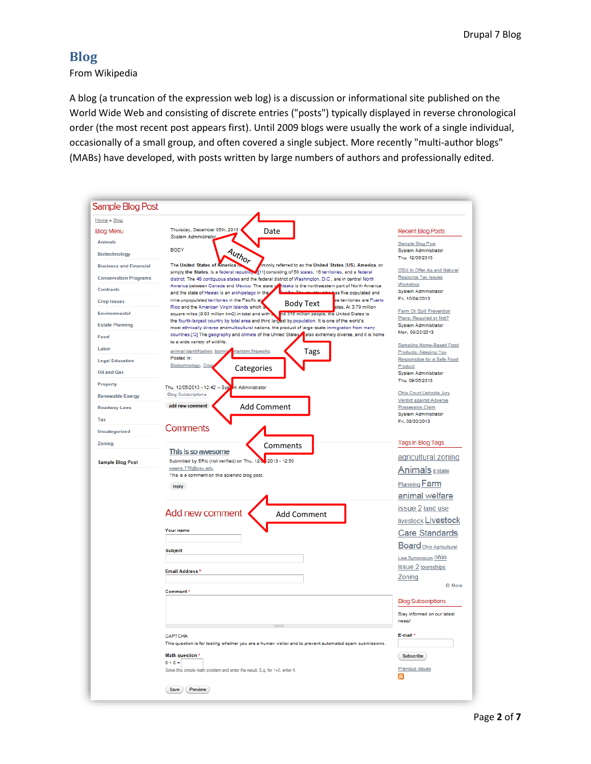# Blog

From Wikipedia

A blog (a truncation of the expression web log) is a discussion or informational site published on the World Wide Web and consisting of discrete entries ("posts") typically displayed in reverse chronological order (the most recent post appears first). Until 2009 blogs were usually the work of a single individual, occasionally of a small group, and often covered a single subject. More recently "multi-author blogs" (MABs) have developed, with posts written by large numbers of authors and professionally edited.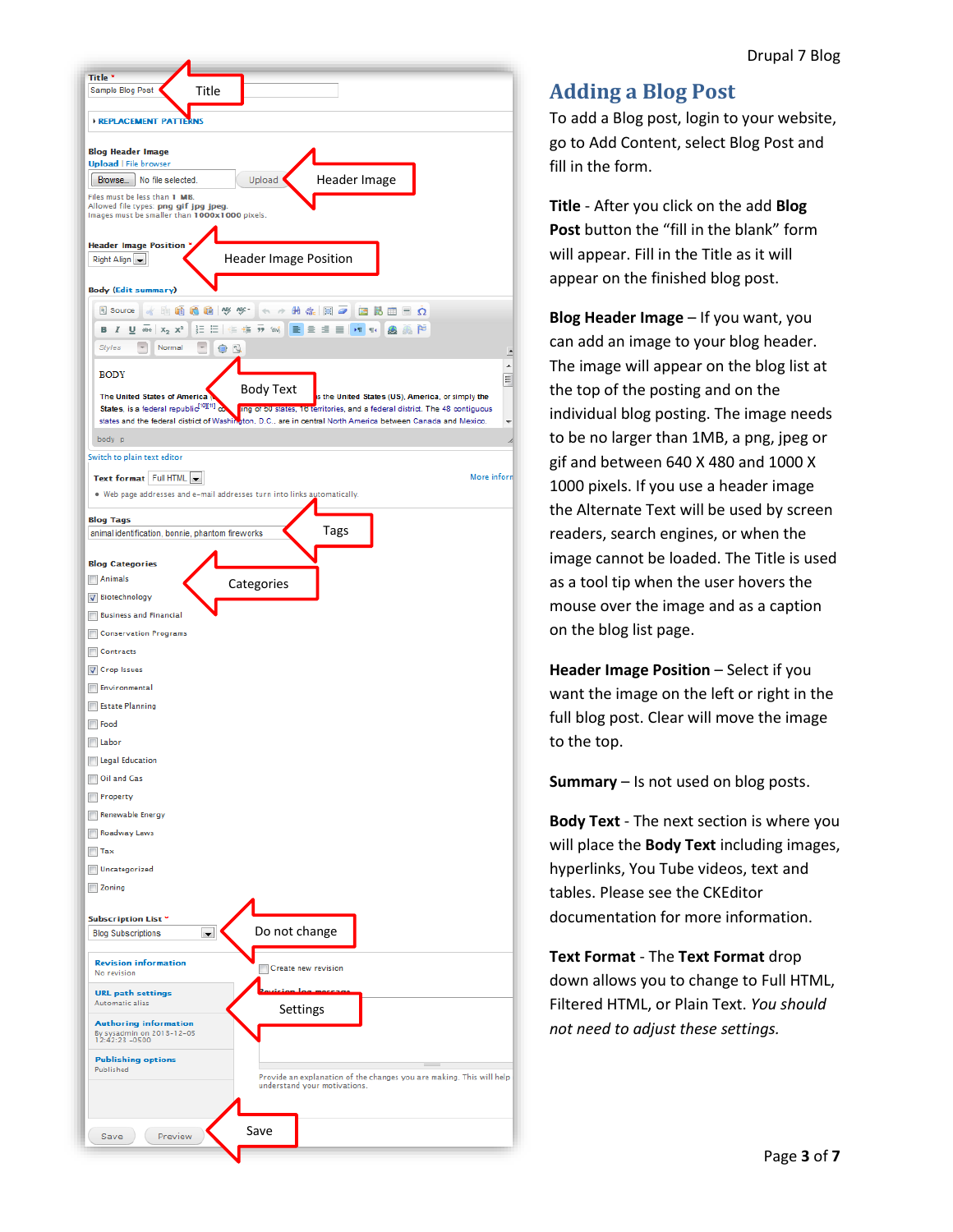## Adding a Blog Post

To add a Blog post, login to your website, go to Add Content, select Blog Post and fill in the form.

**Title** - After you click on the add **Blog Post** button the “fill in the blank” form will appear. Fill in the Title as it will appear on the finished blog post.

**Blog Header Image** – If you want, you can add an image to your blog header. The image will appear on the blog list at the top of the posting and on the individual blog posting. The image needs to be no larger than 1MB, a png, jpeg or gif and between 640 X 480 and 1000 X 1000 pixels. If you use a header image the Alternate Text will be used by screen readers, search engines, or when the image cannot be loaded. The Title is used as a tool tip when the user hovers the mouse over the image and as a caption on the blog list page.

**Header Image Position** – Select if you want the image on the left or right in the full blog post. Clear will move the image to the top.

**Summary** – Is not used on blog posts.

**Body Text** - The next section is where you will place the **Body Text** including images, hyperlinks, You Tube videos, text and tables. Please see the CKEditor documentation for more information.

**Text Format** - The **Text Format** drop down allows you to change to Full HTML, Filtered HTML, or Plain Text. *You should not need to adjust these settings.*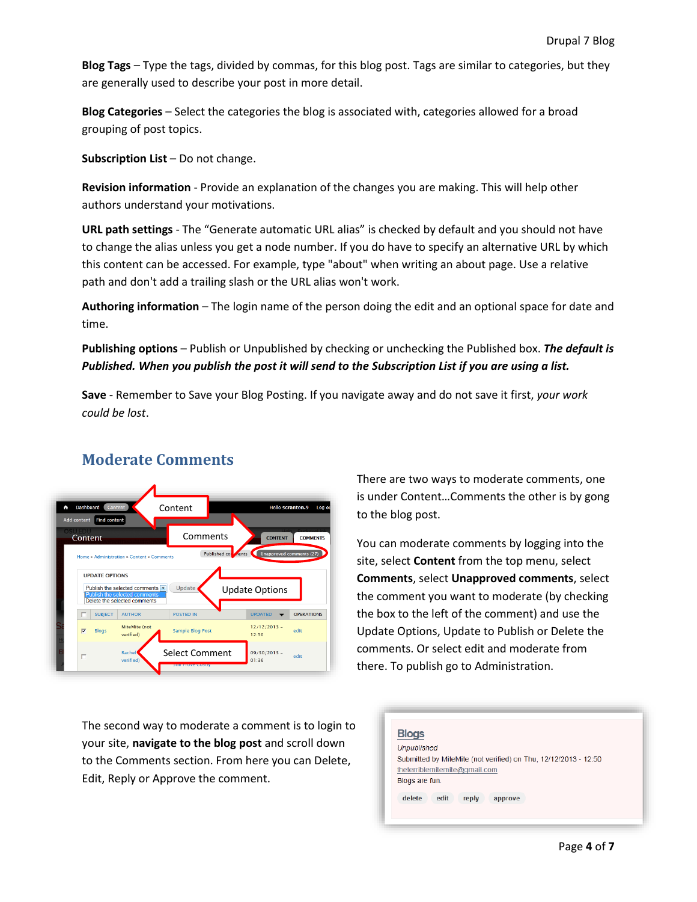**Blog Tags** – Type the tags, divided by commas, for this blog post. Tags are similar to categories, but they are generally used to describe your post in more detail.

**Blog Categories** – Select the categories the blog is associated with, categories allowed for a broad grouping of post topics.

**Subscription List** – Do not change.

**Revision information** - Provide an explanation of the changes you are making. This will help other authors understand your motivations.

**URL path settings** - The "Generate automatic URL alias" is checked by default and you should not have to change the alias unless you get a node number. If you do have to specify an alternative URL by which this content can be accessed. For example, type "about" when writing an about page. Use a relative path and don't add a trailing slash or the URL alias won't work.

**Authoring information** – The login name of the person doing the edit and an optional space for date and time.

**Publishing options** – Publish or Unpublished by checking or unchecking the Published box. ***The default is Published. When you publish the post it will send to the Subscription List if you are using a list.***

**Save** - Remember to Save your Blog Posting. If you navigate away and do not save it first, *your work could be lost*.

## Moderate Comments

There are two ways to moderate comments, one is under Content…Comments the other is by gong to the blog post.

You can moderate comments by logging into the site, select **Content** from the top menu, select **Comments**, select **Unapproved comments**, select the comment you want to moderate (by checking the box to the left of the comment) and use the Update Options, Update to Publish or Delete the comments. Or select edit and moderate from there. To publish go to Administration.

The second way to moderate a comment is to login to your site, **navigate to the blog post** and scroll down to the Comments section. From here you can Delete, Edit, Reply or Approve the comment.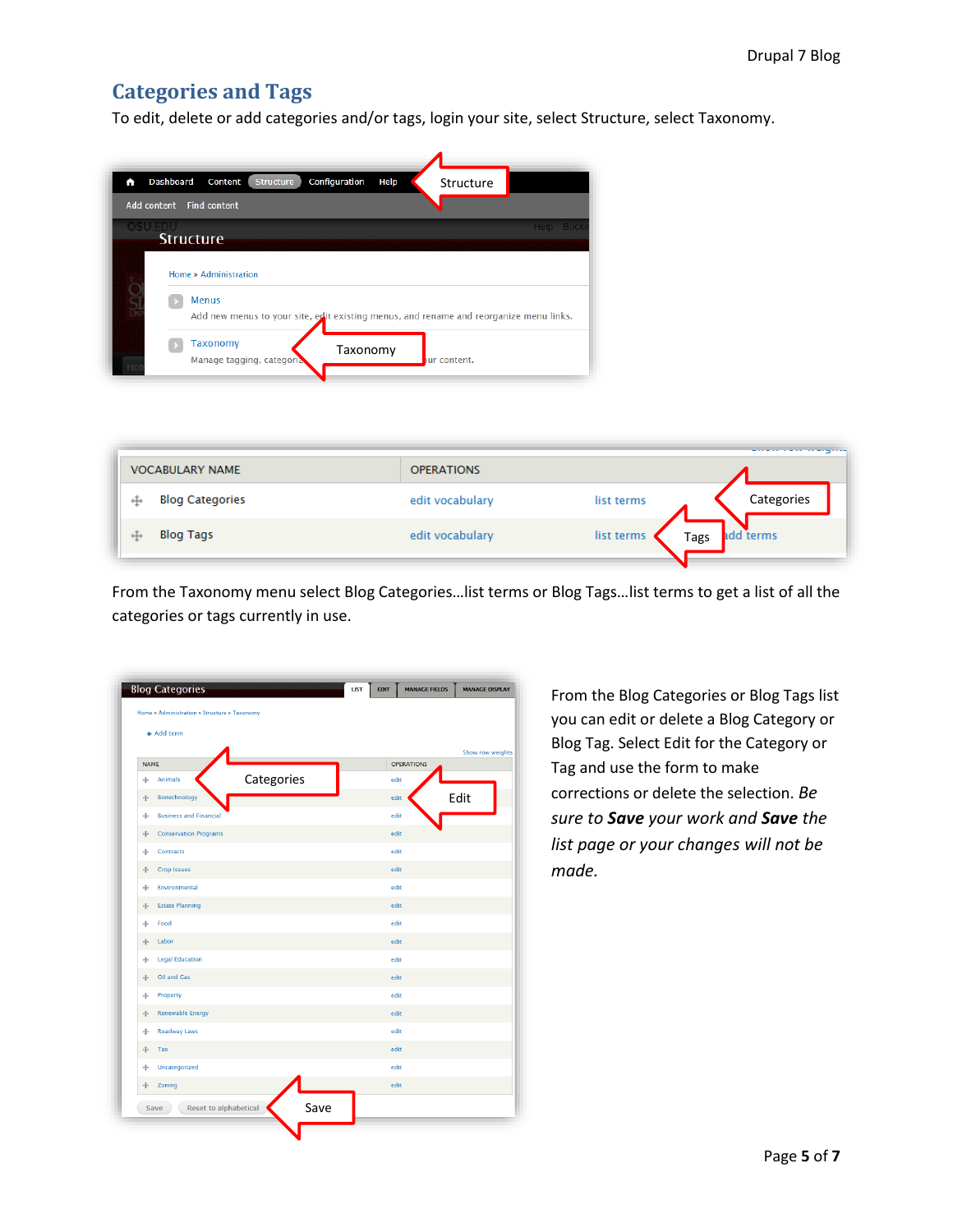## Categories and Tags

To edit, delete or add categories and/or tags, login your site, select Structure, select Taxonomy.

From the Taxonomy menu select Blog Categories…list terms or Blog Tags…list terms to get a list of all the categories or tags currently in use.

From the Blog Categories or Blog Tags list you can edit or delete a Blog Category or Blog Tag. Select Edit for the Category or Tag and use the form to make corrections or delete the selection. *Be sure to **Save** your work and **Save** the list page or your changes will not be made.*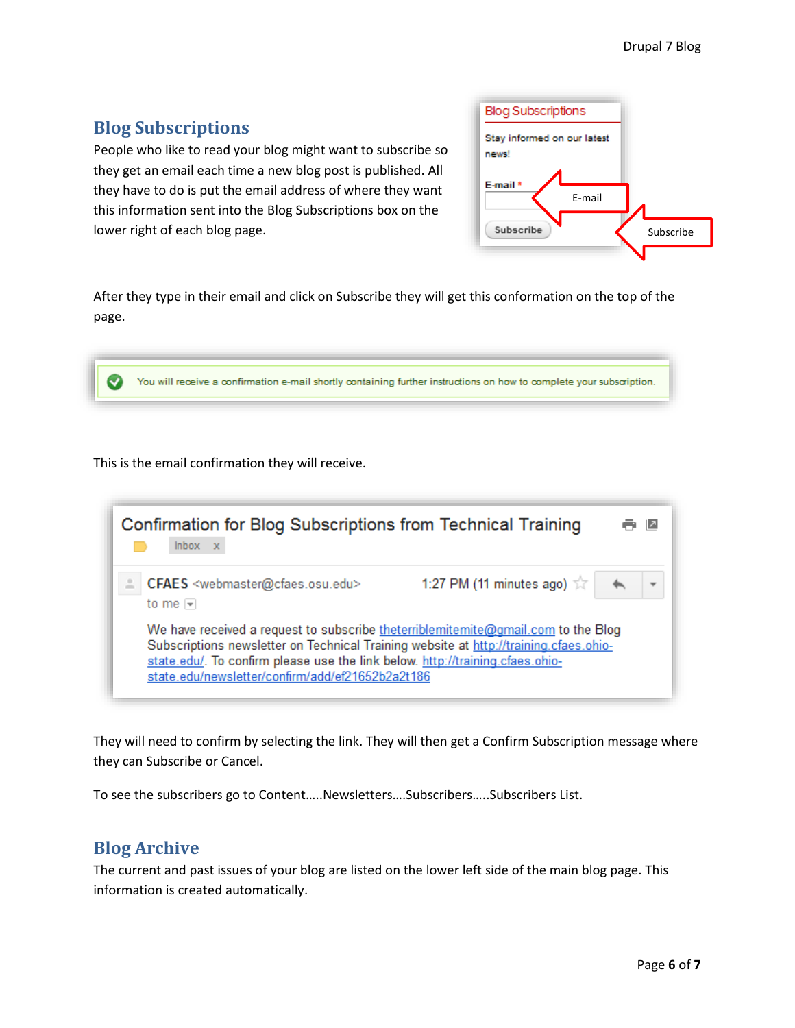## Blog Subscriptions

People who like to read your blog might want to subscribe so they get an email each time a new blog post is published. All they have to do is put the email address of where they want this information sent into the Blog Subscriptions box on the lower right of each blog page.

After they type in their email and click on Subscribe they will get this conformation on the top of the page.

This is the email confirmation they will receive.

They will need to confirm by selecting the link. They will then get a Confirm Subscription message where they can Subscribe or Cancel.

To see the subscribers go to Content…..Newsletters….Subscribers…..Subscribers List.

## Blog Archive

The current and past issues of your blog are listed on the lower left side of the main blog page. This information is created automatically.